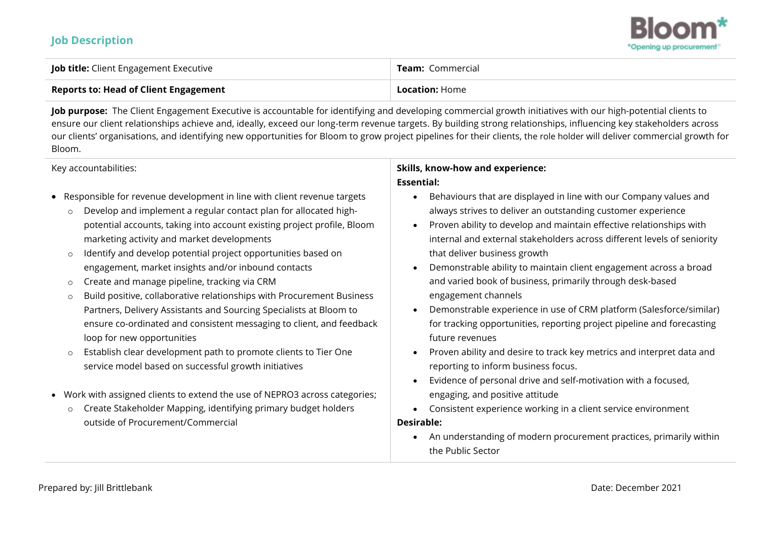## Job Description

| **Job title:** Client Engagement Executive | **Team:** Commercial |
|---|---|
| **Reports to: Head of Client Engagement** | **Location:** Home |

**Job purpose:** The Client Engagement Executive is accountable for identifying and developing commercial growth initiatives with our high-potential clients to ensure our client relationships achieve and, ideally, exceed our long-term revenue targets. By building strong relationships, influencing key stakeholders across our clients' organisations, and identifying new opportunities for Bloom to grow project pipelines for their clients, the role holder will deliver commercial growth for Bloom.

Key accountabilities:

- Responsible for revenue development in line with client revenue targets
  - Develop and implement a regular contact plan for allocated high-potential accounts, taking into account existing project profile, Bloom marketing activity and market developments
  - Identify and develop potential project opportunities based on engagement, market insights and/or inbound contacts
  - Create and manage pipeline, tracking via CRM
  - Build positive, collaborative relationships with Procurement Business Partners, Delivery Assistants and Sourcing Specialists at Bloom to ensure co-ordinated and consistent messaging to client, and feedback loop for new opportunities
  - Establish clear development path to promote clients to Tier One service model based on successful growth initiatives
- Work with assigned clients to extend the use of NEPRO3 across categories;
  - Create Stakeholder Mapping, identifying primary budget holders outside of Procurement/Commercial

**Skills, know-how and experience:**

**Essential:**

- Behaviours that are displayed in line with our Company values and always strives to deliver an outstanding customer experience
- Proven ability to develop and maintain effective relationships with internal and external stakeholders across different levels of seniority that deliver business growth
- Demonstrable ability to maintain client engagement across a broad and varied book of business, primarily through desk-based engagement channels
- Demonstrable experience in use of CRM platform (Salesforce/similar) for tracking opportunities, reporting project pipeline and forecasting future revenues
- Proven ability and desire to track key metrics and interpret data and reporting to inform business focus.
- Evidence of personal drive and self-motivation with a focused, engaging, and positive attitude
- Consistent experience working in a client service environment

**Desirable:**

- An understanding of modern procurement practices, primarily within the Public Sector

Prepared by: Jill Brittlebank

Date: December 2021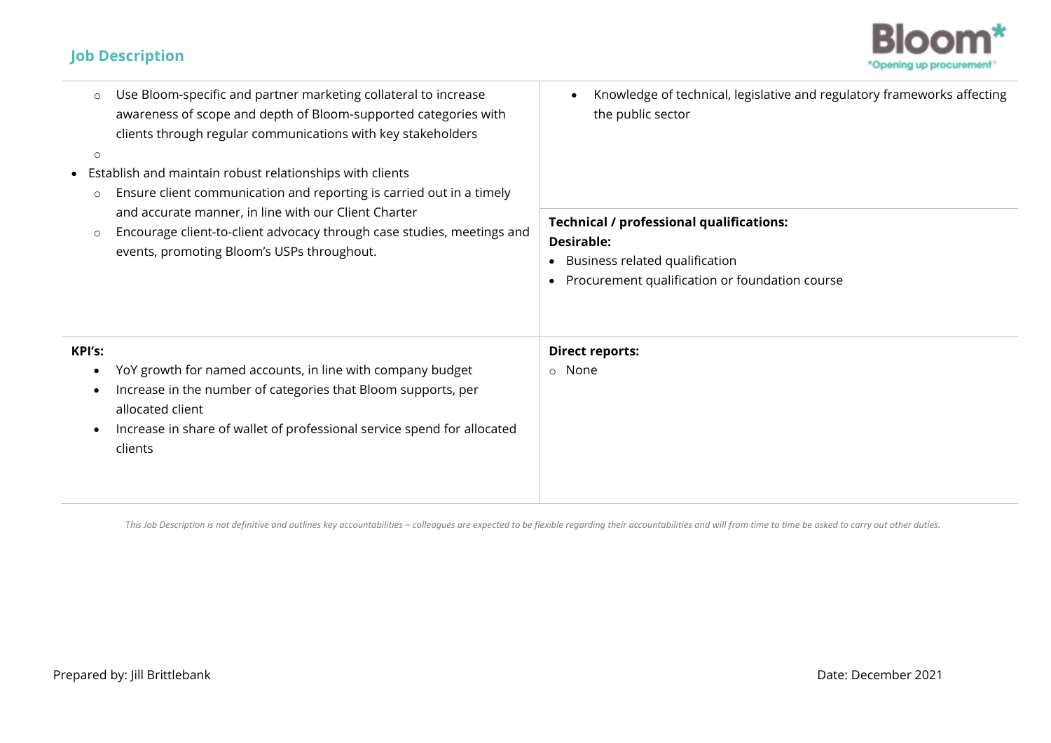## Job Description

- Use Bloom-specific and partner marketing collateral to increase awareness of scope and depth of Bloom-supported categories with clients through regular communications with key stakeholders
- Establish and maintain robust relationships with clients
  - Ensure client communication and reporting is carried out in a timely and accurate manner, in line with our Client Charter
  - Encourage client-to-client advocacy through case studies, meetings and events, promoting Bloom's USPs throughout.

- Knowledge of technical, legislative and regulatory frameworks affecting the public sector

**Technical / professional qualifications:**

**Desirable:**

- Business related qualification
- Procurement qualification or foundation course

**KPI's:**

- YoY growth for named accounts, in line with company budget
- Increase in the number of categories that Bloom supports, per allocated client
- Increase in share of wallet of professional service spend for allocated clients

**Direct reports:**

- None

*This Job Description is not definitive and outlines key accountabilities – colleagues are expected to be flexible regarding their accountabilities and will from time to time be asked to carry out other duties.*

Prepared by: Jill Brittlebank

Date: December 2021